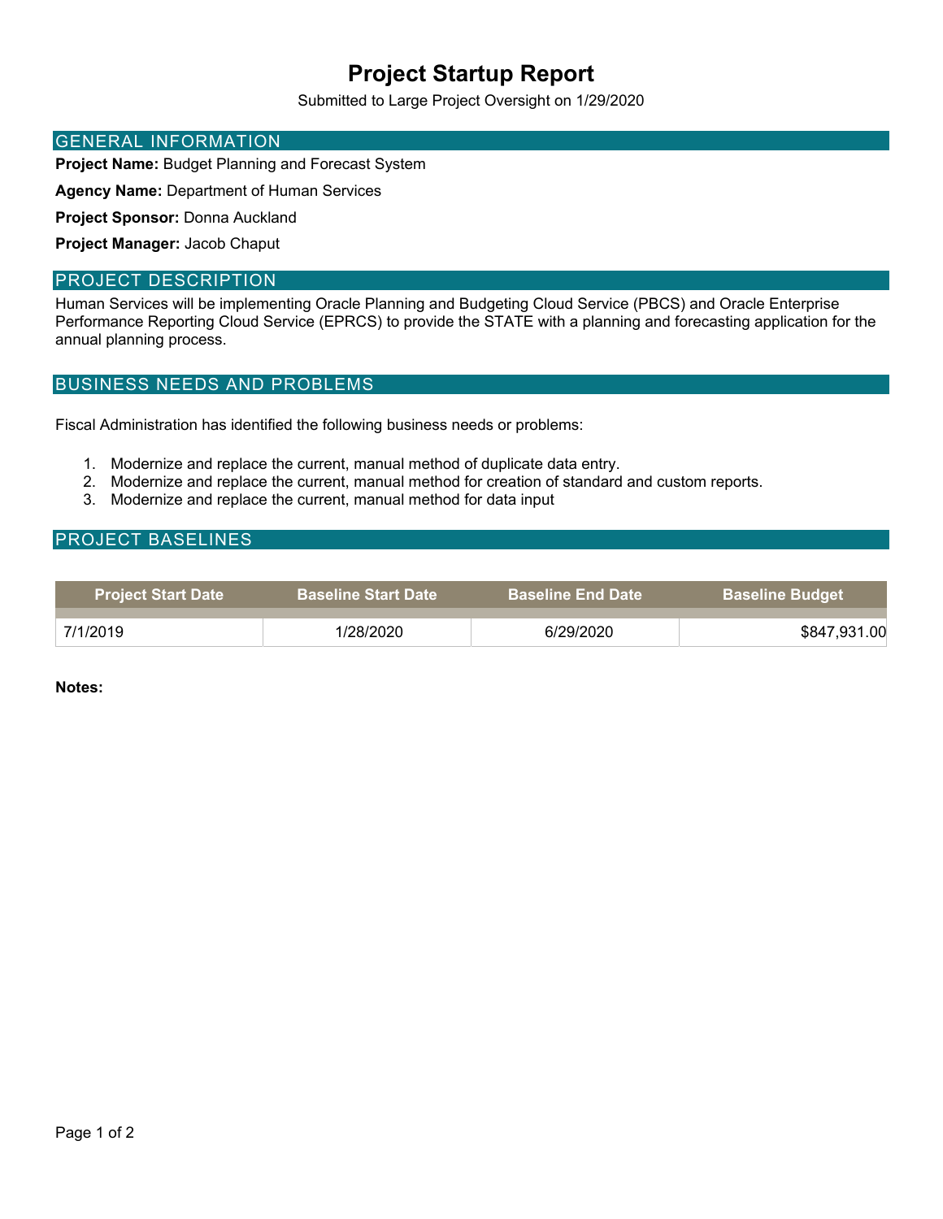# Project Startup Report

Submitted to Large Project Oversight on 1/29/2020

## GENERAL INFORMATION

**Project Name:** Budget Planning and Forecast System

**Agency Name:** Department of Human Services

**Project Sponsor:** Donna Auckland

**Project Manager:** Jacob Chaput

## PROJECT DESCRIPTION

Human Services will be implementing Oracle Planning and Budgeting Cloud Service (PBCS) and Oracle Enterprise Performance Reporting Cloud Service (EPRCS) to provide the STATE with a planning and forecasting application for the annual planning process.

## BUSINESS NEEDS AND PROBLEMS

Fiscal Administration has identified the following business needs or problems:

1. Modernize and replace the current, manual method of duplicate data entry.
2. Modernize and replace the current, manual method for creation of standard and custom reports.
3. Modernize and replace the current, manual method for data input

## PROJECT BASELINES

| Project Start Date | Baseline Start Date | Baseline End Date | Baseline Budget |
|---|---|---|---|
| 7/1/2019 | 1/28/2020 | 6/29/2020 | $847,931.00 |

**Notes:**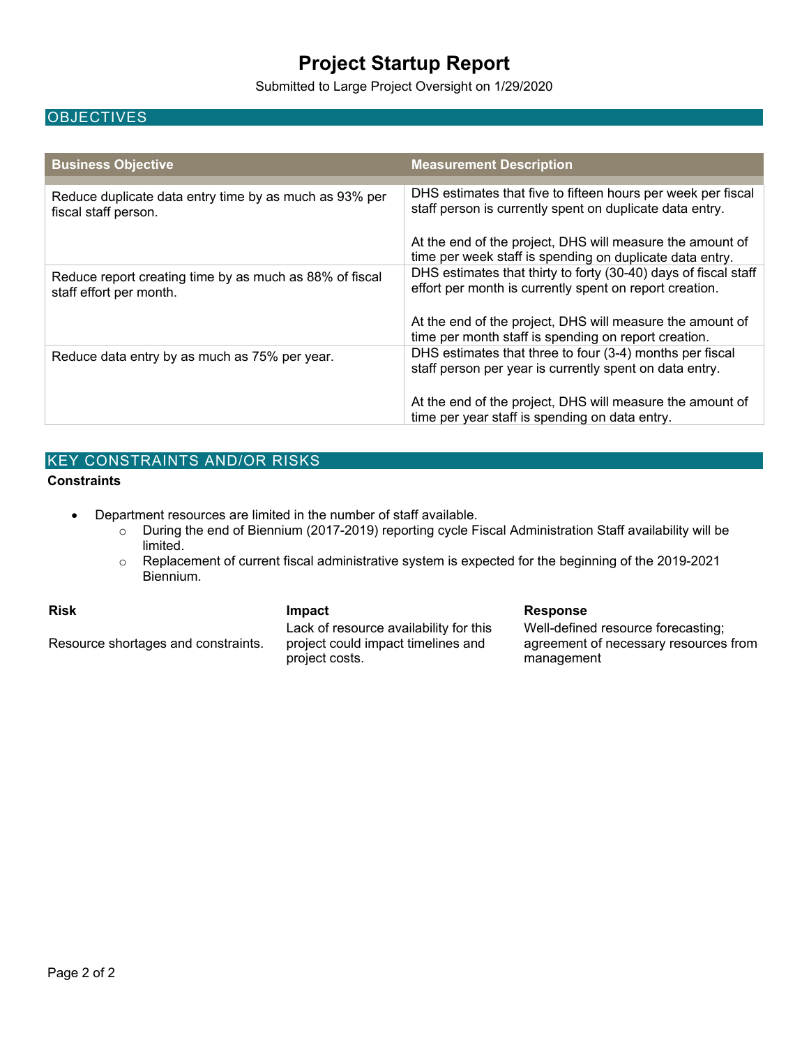# Project Startup Report

Submitted to Large Project Oversight on 1/29/2020

## OBJECTIVES

| Business Objective | Measurement Description |
|---|---|
| Reduce duplicate data entry time by as much as 93% per fiscal staff person. | DHS estimates that five to fifteen hours per week per fiscal staff person is currently spent on duplicate data entry.<br><br>At the end of the project, DHS will measure the amount of time per week staff is spending on duplicate data entry. |
| Reduce report creating time by as much as 88% of fiscal staff effort per month. | DHS estimates that thirty to forty (30-40) days of fiscal staff effort per month is currently spent on report creation.<br><br>At the end of the project, DHS will measure the amount of time per month staff is spending on report creation. |
| Reduce data entry by as much as 75% per year. | DHS estimates that three to four (3-4) months per fiscal staff person per year is currently spent on data entry.<br><br>At the end of the project, DHS will measure the amount of time per year staff is spending on data entry. |

## KEY CONSTRAINTS AND/OR RISKS

**Constraints**

- Department resources are limited in the number of staff available.
  - During the end of Biennium (2017-2019) reporting cycle Fiscal Administration Staff availability will be limited.
  - Replacement of current fiscal administrative system is expected for the beginning of the 2019-2021 Biennium.

| Risk | Impact | Response |
|---|---|---|
| Resource shortages and constraints. | Lack of resource availability for this project could impact timelines and project costs. | Well-defined resource forecasting; agreement of necessary resources from management |